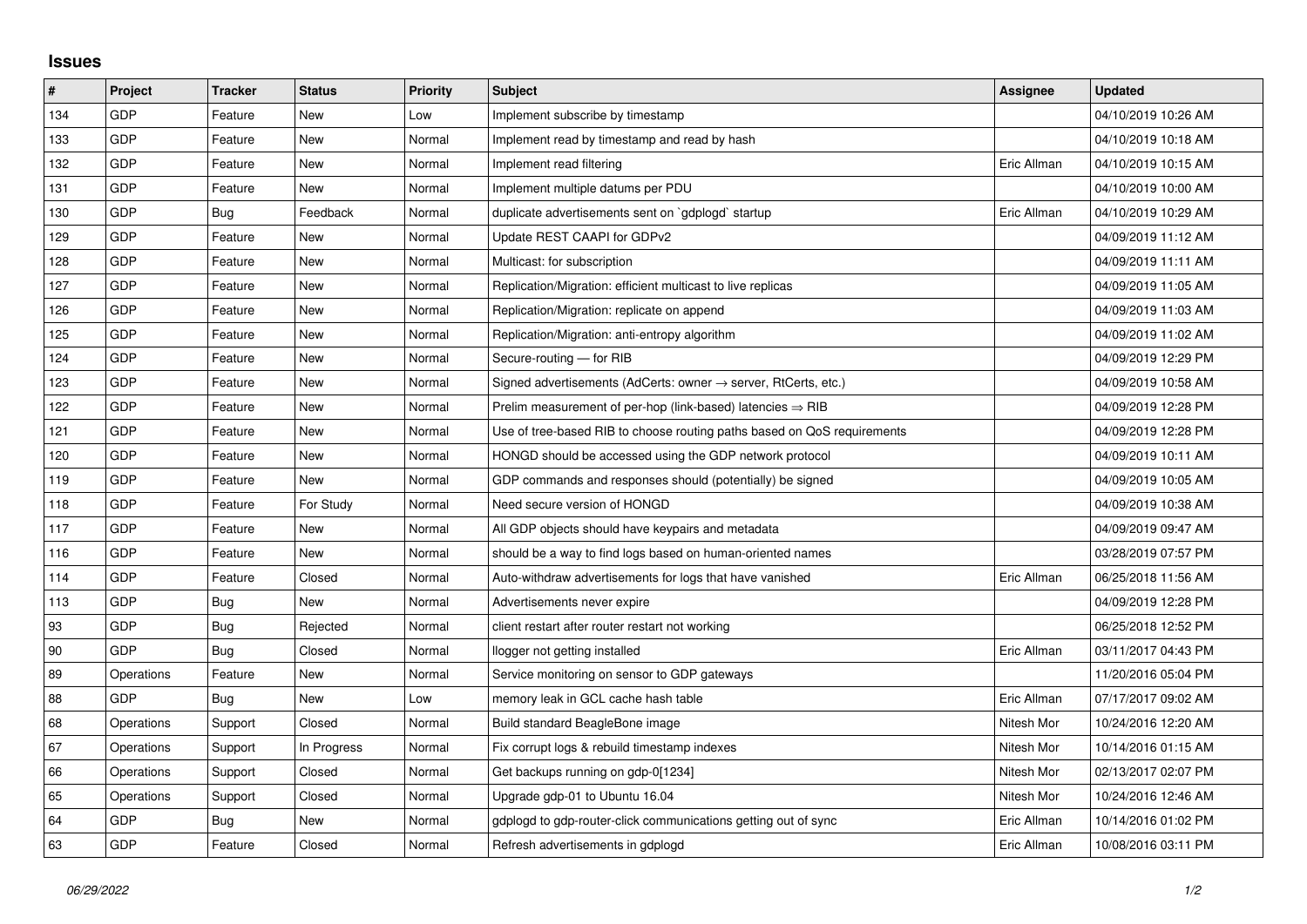## Issues

| # | Project | Tracker | Status | Priority | Subject | Assignee | Updated |
|---|---|---|---|---|---|---|---|
| 134 | GDP | Feature | New | Low | Implement subscribe by timestamp | | 04/10/2019 10:26 AM |
| 133 | GDP | Feature | New | Normal | Implement read by timestamp and read by hash | | 04/10/2019 10:18 AM |
| 132 | GDP | Feature | New | Normal | Implement read filtering | Eric Allman | 04/10/2019 10:15 AM |
| 131 | GDP | Feature | New | Normal | Implement multiple datums per PDU | | 04/10/2019 10:00 AM |
| 130 | GDP | Bug | Feedback | Normal | duplicate advertisements sent on `gdplogd` startup | Eric Allman | 04/10/2019 10:29 AM |
| 129 | GDP | Feature | New | Normal | Update REST CAAPI for GDPv2 | | 04/09/2019 11:12 AM |
| 128 | GDP | Feature | New | Normal | Multicast: for subscription | | 04/09/2019 11:11 AM |
| 127 | GDP | Feature | New | Normal | Replication/Migration: efficient multicast to live replicas | | 04/09/2019 11:05 AM |
| 126 | GDP | Feature | New | Normal | Replication/Migration: replicate on append | | 04/09/2019 11:03 AM |
| 125 | GDP | Feature | New | Normal | Replication/Migration: anti-entropy algorithm | | 04/09/2019 11:02 AM |
| 124 | GDP | Feature | New | Normal | Secure-routing — for RIB | | 04/09/2019 12:29 PM |
| 123 | GDP | Feature | New | Normal | Signed advertisements (AdCerts: owner → server, RtCerts, etc.) | | 04/09/2019 10:58 AM |
| 122 | GDP | Feature | New | Normal | Prelim measurement of per-hop (link-based) latencies ⇒ RIB | | 04/09/2019 12:28 PM |
| 121 | GDP | Feature | New | Normal | Use of tree-based RIB to choose routing paths based on QoS requirements | | 04/09/2019 12:28 PM |
| 120 | GDP | Feature | New | Normal | HONGD should be accessed using the GDP network protocol | | 04/09/2019 10:11 AM |
| 119 | GDP | Feature | New | Normal | GDP commands and responses should (potentially) be signed | | 04/09/2019 10:05 AM |
| 118 | GDP | Feature | For Study | Normal | Need secure version of HONGD | | 04/09/2019 10:38 AM |
| 117 | GDP | Feature | New | Normal | All GDP objects should have keypairs and metadata | | 04/09/2019 09:47 AM |
| 116 | GDP | Feature | New | Normal | should be a way to find logs based on human-oriented names | | 03/28/2019 07:57 PM |
| 114 | GDP | Feature | Closed | Normal | Auto-withdraw advertisements for logs that have vanished | Eric Allman | 06/25/2018 11:56 AM |
| 113 | GDP | Bug | New | Normal | Advertisements never expire | | 04/09/2019 12:28 PM |
| 93 | GDP | Bug | Rejected | Normal | client restart after router restart not working | | 06/25/2018 12:52 PM |
| 90 | GDP | Bug | Closed | Normal | llogger not getting installed | Eric Allman | 03/11/2017 04:43 PM |
| 89 | Operations | Feature | New | Normal | Service monitoring on sensor to GDP gateways | | 11/20/2016 05:04 PM |
| 88 | GDP | Bug | New | Low | memory leak in GCL cache hash table | Eric Allman | 07/17/2017 09:02 AM |
| 68 | Operations | Support | Closed | Normal | Build standard BeagleBone image | Nitesh Mor | 10/24/2016 12:20 AM |
| 67 | Operations | Support | In Progress | Normal | Fix corrupt logs & rebuild timestamp indexes | Nitesh Mor | 10/14/2016 01:15 AM |
| 66 | Operations | Support | Closed | Normal | Get backups running on gdp-0[1234] | Nitesh Mor | 02/13/2017 02:07 PM |
| 65 | Operations | Support | Closed | Normal | Upgrade gdp-01 to Ubuntu 16.04 | Nitesh Mor | 10/24/2016 12:46 AM |
| 64 | GDP | Bug | New | Normal | gdplogd to gdp-router-click communications getting out of sync | Eric Allman | 10/14/2016 01:02 PM |
| 63 | GDP | Feature | Closed | Normal | Refresh advertisements in gdplogd | Eric Allman | 10/08/2016 03:11 PM |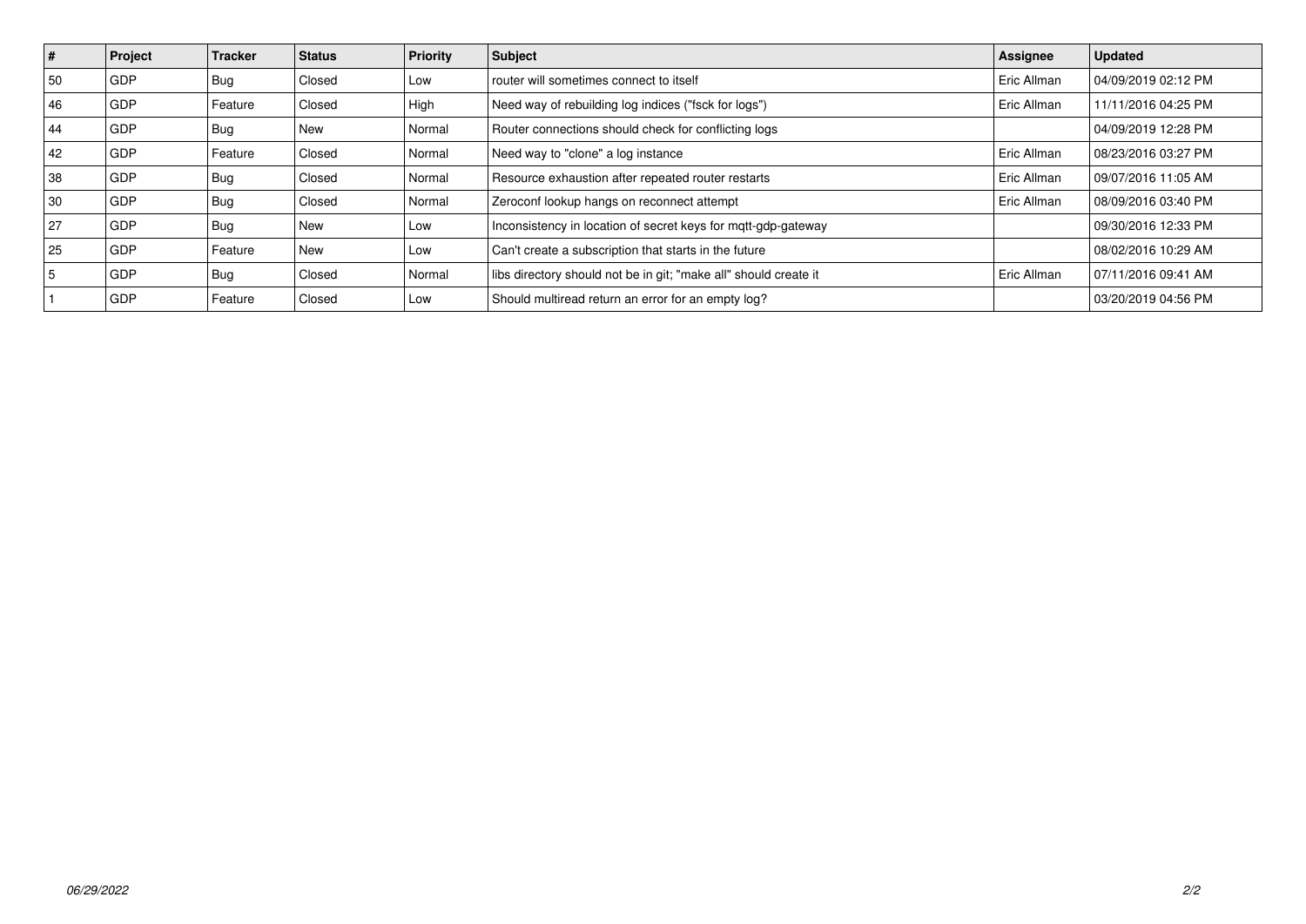| # | Project | Tracker | Status | Priority | Subject | Assignee | Updated |
|---|---|---|---|---|---|---|---|
| 50 | GDP | Bug | Closed | Low | router will sometimes connect to itself | Eric Allman | 04/09/2019 02:12 PM |
| 46 | GDP | Feature | Closed | High | Need way of rebuilding log indices ("fsck for logs") | Eric Allman | 11/11/2016 04:25 PM |
| 44 | GDP | Bug | New | Normal | Router connections should check for conflicting logs | | 04/09/2019 12:28 PM |
| 42 | GDP | Feature | Closed | Normal | Need way to "clone" a log instance | Eric Allman | 08/23/2016 03:27 PM |
| 38 | GDP | Bug | Closed | Normal | Resource exhaustion after repeated router restarts | Eric Allman | 09/07/2016 11:05 AM |
| 30 | GDP | Bug | Closed | Normal | Zeroconf lookup hangs on reconnect attempt | Eric Allman | 08/09/2016 03:40 PM |
| 27 | GDP | Bug | New | Low | Inconsistency in location of secret keys for mqtt-gdp-gateway | | 09/30/2016 12:33 PM |
| 25 | GDP | Feature | New | Low | Can't create a subscription that starts in the future | | 08/02/2016 10:29 AM |
| 5 | GDP | Bug | Closed | Normal | libs directory should not be in git; "make all" should create it | Eric Allman | 07/11/2016 09:41 AM |
| 1 | GDP | Feature | Closed | Low | Should multiread return an error for an empty log? | | 03/20/2019 04:56 PM |

*06/29/2022*